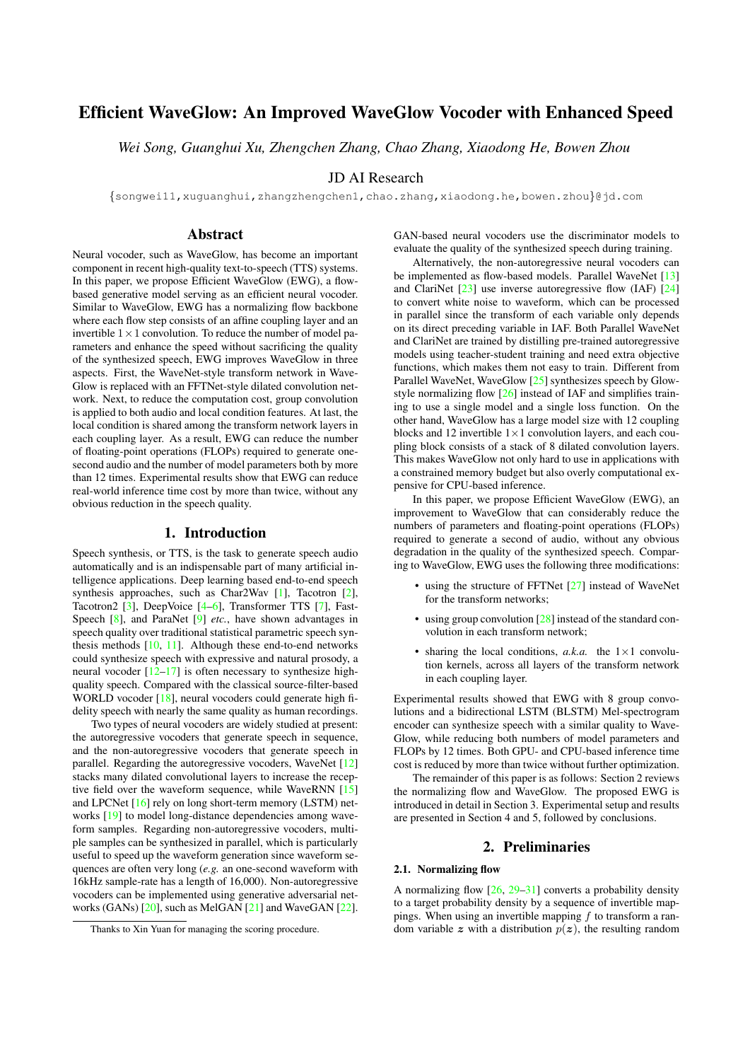# Efficient WaveGlow: An Improved WaveGlow Vocoder with Enhanced Speed

*Wei Song, Guanghui Xu, Zhengchen Zhang, Chao Zhang, Xiaodong He, Bowen Zhou*

JD AI Research

{songwei11,xuguanghui,zhangzhengchen1,chao.zhang,xiaodong.he,bowen.zhou}@jd.com

## Abstract

Neural vocoder, such as WaveGlow, has become an important component in recent high-quality text-to-speech (TTS) systems. In this paper, we propose Efficient WaveGlow (EWG), a flow-based generative model serving as an efficient neural vocoder. Similar to WaveGlow, EWG has a normalizing flow backbone where each flow step consists of an affine coupling layer and an invertible $1 \times 1$ convolution. To reduce the number of model parameters and enhance the speed without sacrificing the quality of the synthesized speech, EWG improves WaveGlow in three aspects. First, the WaveNet-style transform network in WaveGlow is replaced with an FFTNet-style dilated convolution network. Next, to reduce the computation cost, group convolution is applied to both audio and local condition features. At last, the local condition is shared among the transform network layers in each coupling layer. As a result, EWG can reduce the number of floating-point operations (FLOPs) required to generate one-second audio and the number of model parameters both by more than 12 times. Experimental results show that EWG can reduce real-world inference time cost by more than twice, without any obvious reduction in the speech quality.

## 1. Introduction

Speech synthesis, or TTS, is the task to generate speech audio automatically and is an indispensable part of many artificial intelligence applications. Deep learning based end-to-end speech synthesis approaches, such as Char2Wav [1], Tacotron [2], Tacotron2 [3], DeepVoice [4–6], Transformer TTS [7], FastSpeech [8], and ParaNet [9] *etc.*, have shown advantages in speech quality over traditional statistical parametric speech synthesis methods [10, 11]. Although these end-to-end networks could synthesize speech with expressive and natural prosody, a neural vocoder [12–17] is often necessary to synthesize high-quality speech. Compared with the classical source-filter-based WORLD vocoder [18], neural vocoders could generate high fidelity speech with nearly the same quality as human recordings.

Two types of neural vocoders are widely studied at present: the autoregressive vocoders that generate speech in sequence, and the non-autoregressive vocoders that generate speech in parallel. Regarding the autoregressive vocoders, WaveNet [12] stacks many dilated convolutional layers to increase the receptive field over the waveform sequence, while WaveRNN [15] and LPCNet [16] rely on long short-term memory (LSTM) networks [19] to model long-distance dependencies among waveform samples. Regarding non-autoregressive vocoders, multiple samples can be synthesized in parallel, which is particularly useful to speed up the waveform generation since waveform sequences are often very long (*e.g.* an one-second waveform with 16kHz sample-rate has a length of 16,000). Non-autoregressive vocoders can be implemented using generative adversarial networks (GANs) [20], such as MelGAN [21] and WaveGAN [22]. GAN-based neural vocoders use the discriminator models to evaluate the quality of the synthesized speech during training.

Alternatively, the non-autoregressive neural vocoders can be implemented as flow-based models. Parallel WaveNet [13] and ClariNet [23] use inverse autoregressive flow (IAF) [24] to convert white noise to waveform, which can be processed in parallel since the transform of each variable only depends on its direct preceding variable in IAF. Both Parallel WaveNet and ClariNet are trained by distilling pre-trained autoregressive models using teacher-student training and need extra objective functions, which makes them not easy to train. Different from Parallel WaveNet, WaveGlow [25] synthesizes speech by Glow-style normalizing flow [26] instead of IAF and simplifies training to use a single model and a single loss function. On the other hand, WaveGlow has a large model size with 12 coupling blocks and 12 invertible $1 \times 1$ convolution layers, and each coupling block consists of a stack of 8 dilated convolution layers. This makes WaveGlow not only hard to use in applications with a constrained memory budget but also overly computational expensive for CPU-based inference.

In this paper, we propose Efficient WaveGlow (EWG), an improvement to WaveGlow that can considerably reduce the numbers of parameters and floating-point operations (FLOPs) required to generate a second of audio, without any obvious degradation in the quality of the synthesized speech. Comparing to WaveGlow, EWG uses the following three modifications:

- using the structure of FFTNet [27] instead of WaveNet for the transform networks;
- using group convolution [28] instead of the standard convolution in each transform network;
- sharing the local conditions, *a.k.a.* the $1 \times 1$ convolution kernels, across all layers of the transform network in each coupling layer.

Experimental results showed that EWG with 8 group convolutions and a bidirectional LSTM (BLSTM) Mel-spectrogram encoder can synthesize speech with a similar quality to WaveGlow, while reducing both numbers of model parameters and FLOPs by 12 times. Both GPU- and CPU-based inference time cost is reduced by more than twice without further optimization.

The remainder of this paper is as follows: Section 2 reviews the normalizing flow and WaveGlow. The proposed EWG is introduced in detail in Section 3. Experimental setup and results are presented in Section 4 and 5, followed by conclusions.

## 2. Preliminaries

### 2.1. Normalizing flow

A normalizing flow [26, 29–31] converts a probability density to a target probability density by a sequence of invertible mappings. When using an invertible mapping $f$ to transform a random variable $\boldsymbol{z}$ with a distribution $p(\boldsymbol{z})$, the resulting random

Thanks to Xin Yuan for managing the scoring procedure.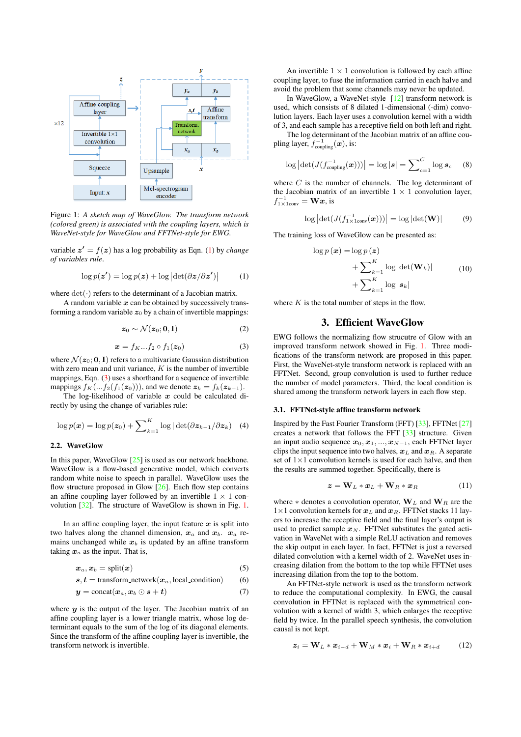Figure 1: *A sketch map of WaveGlow. The transform network (colored green) is associated with the coupling layers, which is WaveNet-style for WaveGlow and FFTNet-style for EWG.*

variable $\boldsymbol{z}' = f(\boldsymbol{z})$ has a log probability as Eqn. (1) by *change of variables rule*.

$$\log p(\boldsymbol{z}') = \log p(\boldsymbol{z}) + \log \left|\det(\partial \boldsymbol{z}/\partial \boldsymbol{z}')\right| \tag{1}$$

where $\det(\cdot)$ refers to the determinant of a Jacobian matrix.

A random variable $\boldsymbol{x}$ can be obtained by successively transforming a random variable $\boldsymbol{z}_0$ by a chain of invertible mappings:

$$\boldsymbol{z}_0 \sim \mathcal{N}(\boldsymbol{z}_0; \boldsymbol{0}, \boldsymbol{\mathrm{I}}) \tag{2}$$

$$\boldsymbol{x} = f_K ... f_2 \circ f_1(\boldsymbol{z}_0) \tag{3}$$

where $\mathcal{N}(\boldsymbol{z}_0; \boldsymbol{0}, \boldsymbol{\mathrm{I}})$ refers to a multivariate Gaussian distribution with zero mean and unit variance, $K$ is the number of invertible mappings, Eqn. (3) uses a shorthand for a sequence of invertible mappings $f_K(...f_2(f_1(\boldsymbol{z}_0)))$, and we denote $\boldsymbol{z}_k = f_k(\boldsymbol{z}_{k-1})$.

The log-likelihood of variable $\boldsymbol{x}$ could be calculated directly by using the change of variables rule:

$$\log p(\boldsymbol{x}) = \log p(\boldsymbol{z}_0) + \sum_{k=1}^{K} \log |\det(\partial \boldsymbol{z}_{k-1}/\partial \boldsymbol{z}_k)| \tag{4}$$

### 2.2. WaveGlow

In this paper, WaveGlow [25] is used as our network backbone. WaveGlow is a flow-based generative model, which converts random white noise to speech in parallel. WaveGlow uses the flow structure proposed in Glow [26]. Each flow step contains an affine coupling layer followed by an invertible $1 \times 1$ convolution [32]. The structure of WaveGlow is shown in Fig. 1.

In an affine coupling layer, the input feature $\boldsymbol{x}$ is split into two halves along the channel dimension, $\boldsymbol{x}_a$ and $\boldsymbol{x}_b$. $\boldsymbol{x}_a$ remains unchanged while $\boldsymbol{x}_b$ is updated by an affine transform taking $\boldsymbol{x}_a$ as the input. That is,

$$\boldsymbol{x}_a, \boldsymbol{x}_b = \mathrm{split}(\boldsymbol{x}) \tag{5}$$

$$\boldsymbol{s}, \boldsymbol{t} = \mathrm{transform\_network}(\boldsymbol{x}_a, \mathrm{local\_condition}) \tag{6}$$

$$\boldsymbol{y} = \mathrm{concat}(\boldsymbol{x}_a, \boldsymbol{x}_b \odot \boldsymbol{s} + \boldsymbol{t}) \tag{7}$$

where $\boldsymbol{y}$ is the output of the layer. The Jacobian matrix of an affine coupling layer is a lower triangle matrix, whose log determinant equals to the sum of the log of its diagonal elements. Since the transform of the affine coupling layer is invertible, the transform network is invertible.

An invertible $1 \times 1$ convolution is followed by each affine coupling layer, to fuse the information carried in each halve and avoid the problem that some channels may never be updated.

In WaveGlow, a WaveNet-style [12] transform network is used, which consists of 8 dilated 1-dimensional (-dim) convolution layers. Each layer uses a convolution kernel with a width of 3, and each sample has a receptive field on both left and right.

The log determinant of the Jacobian matrix of an affine coupling layer, $f_{\mathrm{coupling}}^{-1}(\boldsymbol{x})$, is:

$$\log \left|\det(J(f_{\mathrm{coupling}}^{-1}(\boldsymbol{x})))\right| = \log |\boldsymbol{s}| = \sum_{c=1}^{C} \log \boldsymbol{s}_c \tag{8}$$

where $C$ is the number of channels. The log determinant of the Jacobian matrix of an invertible $1 \times 1$ convolution layer, $f_{1\times1\mathrm{conv}}^{-1} = \mathbf{W}\boldsymbol{x}$, is

$$\log \left|\det(J(f_{1\times1\mathrm{conv}}^{-1}(\boldsymbol{x})))\right| = \log |\det(\mathbf{W})| \tag{9}$$

The training loss of WaveGlow can be presented as:

$$\begin{aligned} \log p(\boldsymbol{x}) &= \log p(\boldsymbol{z}) \\ &+ \sum_{k=1}^{K} \log |\det(\mathbf{W}_k)| \\ &+ \sum_{k=1}^{K} \log |\boldsymbol{s}_k| \end{aligned} \tag{10}$$

where $K$ is the total number of steps in the flow.

## 3. Efficient WaveGlow

EWG follows the normalizing flow strucutre of Glow with an improved transform network showed in Fig. 1. Three modifications of the transform network are proposed in this paper. First, the WaveNet-style transform network is replaced with an FFTNet. Second, group convolution is used to further reduce the number of model parameters. Third, the local condition is shared among the transform network layers in each flow step.

### 3.1. FFTNet-style affine transform network

Inspired by the Fast Fourier Transform (FFT) [33], FFTNet [27] creates a network that follows the FFT [33] structure. Given an input audio sequence $\boldsymbol{x}_0, \boldsymbol{x}_1, ..., \boldsymbol{x}_{N-1}$, each FFTNet layer clips the input sequence into two halves, $\boldsymbol{x}_L$ and $\boldsymbol{x}_R$. A separate set of $1{\times}1$ convolution kernels is used for each halve, and then the results are summed together. Specifically, there is

$$\boldsymbol{z} = \mathbf{W}_L * \boldsymbol{x}_L + \mathbf{W}_R * \boldsymbol{x}_R \tag{11}$$

where $*$ denotes a convolution operator, $\mathbf{W}_L$ and $\mathbf{W}_R$ are the $1{\times}1$ convolution kernels for $\boldsymbol{x}_L$ and $\boldsymbol{x}_R$. FFTNet stacks 11 layers to increase the receptive field and the final layer's output is used to predict sample $\boldsymbol{x}_N$. FFTNet substitutes the gated activation in WaveNet with a simple ReLU activation and removes the skip output in each layer. In fact, FFTNet is just a reversed dilated convolution with a kernel width of 2. WaveNet uses increasing dilation from the bottom to the top while FFTNet uses increasing dilation from the top to the bottom.

An FFTNet-style network is used as the transform network to reduce the computational complexity. In EWG, the causal convolution in FFTNet is replaced with the symmetrical convolution with a kernel of width 3, which enlarges the receptive field by twice. In the parallel speech synthesis, the convolution causal is not kept.

$$\boldsymbol{z}_i = \mathbf{W}_L * \boldsymbol{x}_{i-d} + \mathbf{W}_M * \boldsymbol{x}_i + \mathbf{W}_R * \boldsymbol{x}_{i+d} \tag{12}$$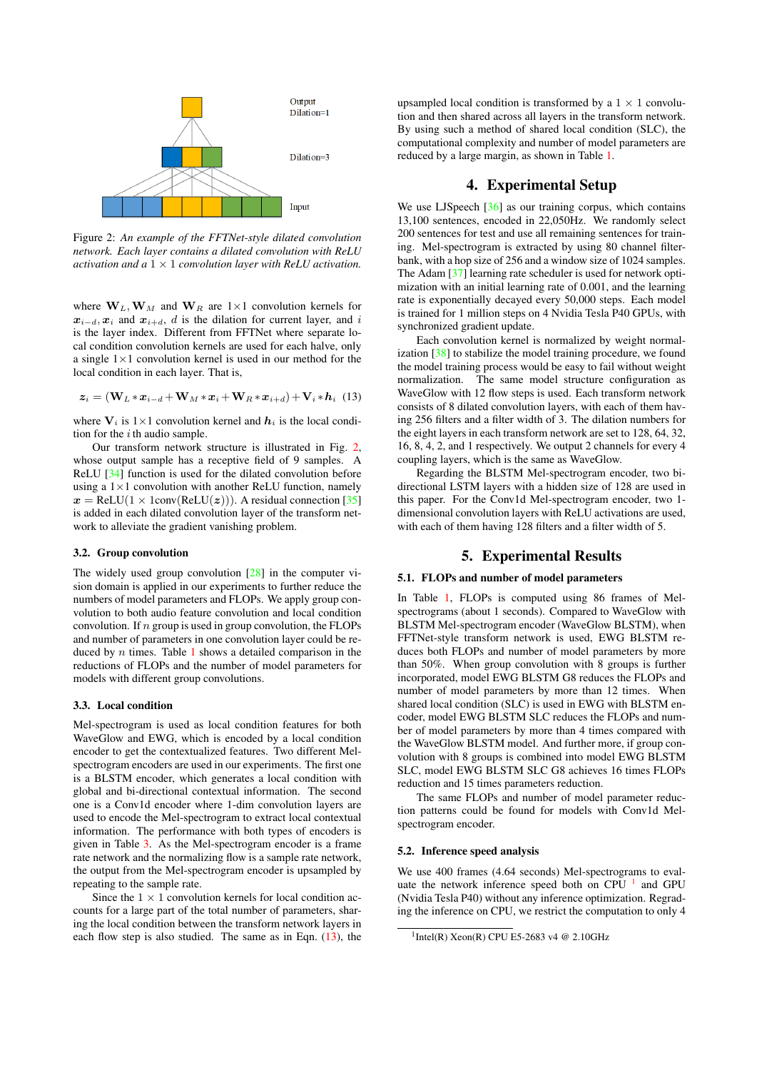Output
Dilation=1

Dilation=3

Input

Figure 2: *An example of the FFTNet-style dilated convolution network. Each layer contains a dilated convolution with ReLU activation and a $1 \times 1$ convolution layer with ReLU activation.*

where $\mathbf{W}_L, \mathbf{W}_M$ and $\mathbf{W}_R$ are $1 \times 1$ convolution kernels for $\boldsymbol{x}_{i-d}, \boldsymbol{x}_i$ and $\boldsymbol{x}_{i+d}$, $d$ is the dilation for current layer, and $i$ is the layer index. Different from FFTNet where separate local condition convolution kernels are used for each halve, only a single $1 \times 1$ convolution kernel is used in our method for the local condition in each layer. That is,

$$\boldsymbol{z}_i = (\mathbf{W}_L * \boldsymbol{x}_{i-d} + \mathbf{W}_M * \boldsymbol{x}_i + \mathbf{W}_R * \boldsymbol{x}_{i+d}) + \mathbf{V}_i * \boldsymbol{h}_i \quad (13)$$

where $\mathbf{V}_i$ is $1 \times 1$ convolution kernel and $\boldsymbol{h}_i$ is the local condition for the $i$ th audio sample.

Our transform network structure is illustrated in Fig. 2, whose output sample has a receptive field of 9 samples. A ReLU [34] function is used for the dilated convolution before using a $1 \times 1$ convolution with another ReLU function, namely $\boldsymbol{x} = \text{ReLU}(1 \times 1\text{conv}(\text{ReLU}(\boldsymbol{z})))$. A residual connection [35] is added in each dilated convolution layer of the transform network to alleviate the gradient vanishing problem.

### 3.2. Group convolution

The widely used group convolution [28] in the computer vision domain is applied in our experiments to further reduce the numbers of model parameters and FLOPs. We apply group convolution to both audio feature convolution and local condition convolution. If $n$ group is used in group convolution, the FLOPs and number of parameters in one convolution layer could be reduced by $n$ times. Table 1 shows a detailed comparison in the reductions of FLOPs and the number of model parameters for models with different group convolutions.

### 3.3. Local condition

Mel-spectrogram is used as local condition features for both WaveGlow and EWG, which is encoded by a local condition encoder to get the contextualized features. Two different Mel-spectrogram encoders are used in our experiments. The first one is a BLSTM encoder, which generates a local condition with global and bi-directional contextual information. The second one is a Conv1d encoder where 1-dim convolution layers are used to encode the Mel-spectrogram to extract local contextual information. The performance with both types of encoders is given in Table 3. As the Mel-spectrogram encoder is a frame rate network and the normalizing flow is a sample rate network, the output from the Mel-spectrogram encoder is upsampled by repeating to the sample rate.

Since the $1 \times 1$ convolution kernels for local condition accounts for a large part of the total number of parameters, sharing the local condition between the transform network layers in each flow step is also studied. The same as in Eqn. (13), the upsampled local condition is transformed by a $1 \times 1$ convolution and then shared across all layers in the transform network. By using such a method of shared local condition (SLC), the computational complexity and number of model parameters are reduced by a large margin, as shown in Table 1.

## 4. Experimental Setup

We use LJSpeech [36] as our training corpus, which contains 13,100 sentences, encoded in 22,050Hz. We randomly select 200 sentences for test and use all remaining sentences for training. Mel-spectrogram is extracted by using 80 channel filterbank, with a hop size of 256 and a window size of 1024 samples. The Adam [37] learning rate scheduler is used for network optimization with an initial learning rate of 0.001, and the learning rate is exponentially decayed every 50,000 steps. Each model is trained for 1 million steps on 4 Nvidia Tesla P40 GPUs, with synchronized gradient update.

Each convolution kernel is normalized by weight normalization [38] to stabilize the model training procedure, we found the model training process would be easy to fail without weight normalization. The same model structure configuration as WaveGlow with 12 flow steps is used. Each transform network consists of 8 dilated convolution layers, with each of them having 256 filters and a filter width of 3. The dilation numbers for the eight layers in each transform network are set to 128, 64, 32, 16, 8, 4, 2, and 1 respectively. We output 2 channels for every 4 coupling layers, which is the same as WaveGlow.

Regarding the BLSTM Mel-spectrogram encoder, two bi-directional LSTM layers with a hidden size of 128 are used in this paper. For the Conv1d Mel-spectrogram encoder, two 1-dimensional convolution layers with ReLU activations are used, with each of them having 128 filters and a filter width of 5.

## 5. Experimental Results

### 5.1. FLOPs and number of model parameters

In Table 1, FLOPs is computed using 86 frames of Mel-spectrograms (about 1 seconds). Compared to WaveGlow with BLSTM Mel-spectrogram encoder (WaveGlow BLSTM), when FFTNet-style transform network is used, EWG BLSTM reduces both FLOPs and number of model parameters by more than 50%. When group convolution with 8 groups is further incorporated, model EWG BLSTM G8 reduces the FLOPs and number of model parameters by more than 12 times. When shared local condition (SLC) is used in EWG with BLSTM encoder, model EWG BLSTM SLC reduces the FLOPs and number of model parameters by more than 4 times compared with the WaveGlow BLSTM model. And further more, if group convolution with 8 groups is combined into model EWG BLSTM SLC, model EWG BLSTM SLC G8 achieves 16 times FLOPs reduction and 15 times parameters reduction.

The same FLOPs and number of model parameter reduction patterns could be found for models with Conv1d Mel-spectrogram encoder.

### 5.2. Inference speed analysis

We use 400 frames (4.64 seconds) Mel-spectrograms to evaluate the network inference speed both on CPU [1] and GPU (Nvidia Tesla P40) without any inference optimization. Regarding the inference on CPU, we restrict the computation to only 4

[1] Intel(R) Xeon(R) CPU E5-2683 v4 @ 2.10GHz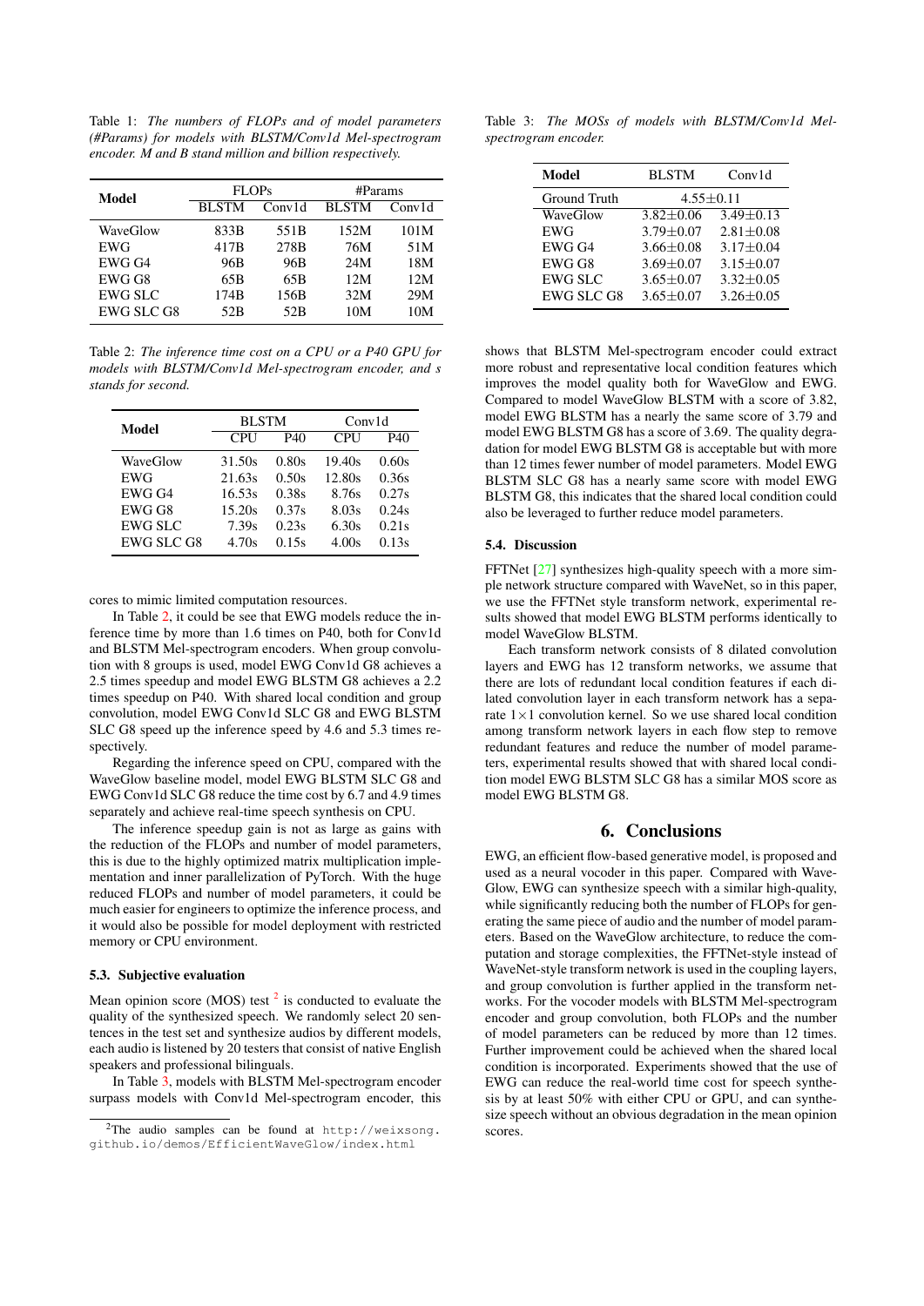Table 1: *The numbers of FLOPs and of model parameters (#Params) for models with BLSTM/Conv1d Mel-spectrogram encoder. M and B stand million and billion respectively.*

| Model | FLOPs | | #Params | |
|---|---|---|---|---|
| | BLSTM | Conv1d | BLSTM | Conv1d |
| WaveGlow | 833B | 551B | 152M | 101M |
| EWG | 417B | 278B | 76M | 51M |
| EWG G4 | 96B | 96B | 24M | 18M |
| EWG G8 | 65B | 65B | 12M | 12M |
| EWG SLC | 174B | 156B | 32M | 29M |
| EWG SLC G8 | 52B | 52B | 10M | 10M |

Table 2: *The inference time cost on a CPU or a P40 GPU for models with BLSTM/Conv1d Mel-spectrogram encoder, and s stands for second.*

| Model | BLSTM | | Conv1d | |
|---|---|---|---|---|
| | CPU | P40 | CPU | P40 |
| WaveGlow | 31.50s | 0.80s | 19.40s | 0.60s |
| EWG | 21.63s | 0.50s | 12.80s | 0.36s |
| EWG G4 | 16.53s | 0.38s | 8.76s | 0.27s |
| EWG G8 | 15.20s | 0.37s | 8.03s | 0.24s |
| EWG SLC | 7.39s | 0.23s | 6.30s | 0.21s |
| EWG SLC G8 | 4.70s | 0.15s | 4.00s | 0.13s |

cores to mimic limited computation resources.

In Table 2, it could be see that EWG models reduce the inference time by more than 1.6 times on P40, both for Conv1d and BLSTM Mel-spectrogram encoders. When group convolution with 8 groups is used, model EWG Conv1d G8 achieves a 2.5 times speedup and model EWG BLSTM G8 achieves a 2.2 times speedup on P40. With shared local condition and group convolution, model EWG Conv1d SLC G8 and EWG BLSTM SLC G8 speed up the inference speed by 4.6 and 5.3 times respectively.

Regarding the inference speed on CPU, compared with the WaveGlow baseline model, model EWG BLSTM SLC G8 and EWG Conv1d SLC G8 reduce the time cost by 6.7 and 4.9 times separately and achieve real-time speech synthesis on CPU.

The inference speedup gain is not as large as gains with the reduction of the FLOPs and number of model parameters, this is due to the highly optimized matrix multiplication implementation and inner parallelization of PyTorch. With the huge reduced FLOPs and number of model parameters, it could be much easier for engineers to optimize the inference process, and it would also be possible for model deployment with restricted memory or CPU environment.

### 5.3. Subjective evaluation

Mean opinion score (MOS) test [2] is conducted to evaluate the quality of the synthesized speech. We randomly select 20 sentences in the test set and synthesize audios by different models, each audio is listened by 20 testers that consist of native English speakers and professional bilinguals.

In Table 3, models with BLSTM Mel-spectrogram encoder surpass models with Conv1d Mel-spectrogram encoder, this shows that BLSTM Mel-spectrogram encoder could extract more robust and representative local condition features which improves the model quality both for WaveGlow and EWG. Compared to model WaveGlow BLSTM with a score of 3.82, model EWG BLSTM has a nearly the same score of 3.79 and model EWG BLSTM G8 has a score of 3.69. The quality degradation for model EWG BLSTM G8 is acceptable but with more than 12 times fewer number of model parameters. Model EWG BLSTM SLC G8 has a nearly same score with model EWG BLSTM G8, this indicates that the shared local condition could also be leveraged to further reduce model parameters.

[2] The audio samples can be found at http://weixsong.github.io/demos/EfficientWaveGlow/index.html

Table 3: *The MOSs of models with BLSTM/Conv1d Mel-spectrogram encoder.*

| Model | BLSTM | Conv1d |
|---|---|---|
| Ground Truth | 4.55±0.11 | |
| WaveGlow | 3.82±0.06 | 3.49±0.13 |
| EWG | 3.79±0.07 | 2.81±0.08 |
| EWG G4 | 3.66±0.08 | 3.17±0.04 |
| EWG G8 | 3.69±0.07 | 3.15±0.07 |
| EWG SLC | 3.65±0.07 | 3.32±0.05 |
| EWG SLC G8 | 3.65±0.07 | 3.26±0.05 |

### 5.4. Discussion

FFTNet [27] synthesizes high-quality speech with a more simple network structure compared with WaveNet, so in this paper, we use the FFTNet style transform network, experimental results showed that model EWG BLSTM performs identically to model WaveGlow BLSTM.

Each transform network consists of 8 dilated convolution layers and EWG has 12 transform networks, we assume that there are lots of redundant local condition features if each dilated convolution layer in each transform network has a separate $1\times1$ convolution kernel. So we use shared local condition among transform network layers in each flow step to remove redundant features and reduce the number of model parameters, experimental results showed that with shared local condition model EWG BLSTM SLC G8 has a similar MOS score as model EWG BLSTM G8.

## 6. Conclusions

EWG, an efficient flow-based generative model, is proposed and used as a neural vocoder in this paper. Compared with WaveGlow, EWG can synthesize speech with a similar high-quality, while significantly reducing both the number of FLOPs for generating the same piece of audio and the number of model parameters. Based on the WaveGlow architecture, to reduce the computation and storage complexities, the FFTNet-style instead of WaveNet-style transform network is used in the coupling layers, and group convolution is further applied in the transform networks. For the vocoder models with BLSTM Mel-spectrogram encoder and group convolution, both FLOPs and the number of model parameters can be reduced by more than 12 times. Further improvement could be achieved when the shared local condition is incorporated. Experiments showed that the use of EWG can reduce the real-world time cost for speech synthesis by at least 50% with either CPU or GPU, and can synthesize speech without an obvious degradation in the mean opinion scores.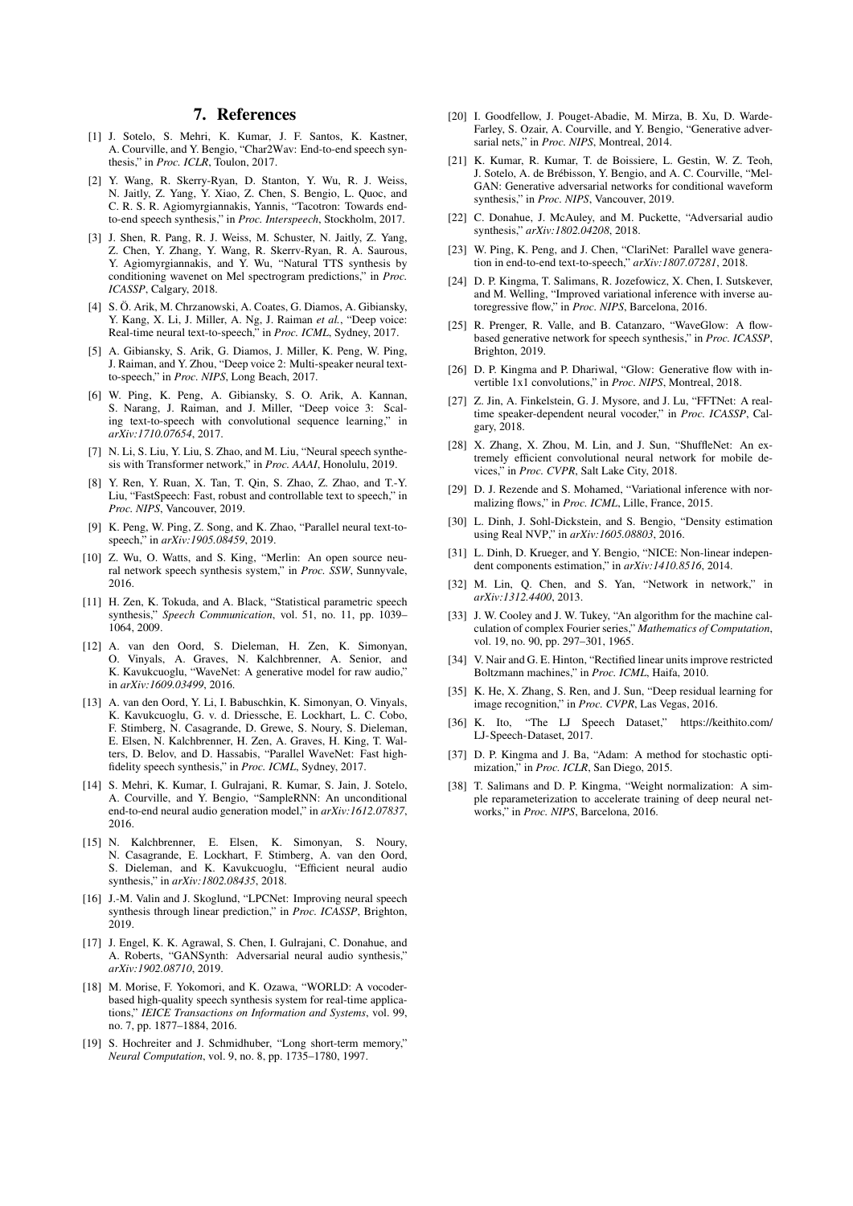## 7. References

[1] J. Sotelo, S. Mehri, K. Kumar, J. F. Santos, K. Kastner, A. Courville, and Y. Bengio, "Char2Wav: End-to-end speech synthesis," in *Proc. ICLR*, Toulon, 2017.

[2] Y. Wang, R. Skerry-Ryan, D. Stanton, Y. Wu, R. J. Weiss, N. Jaitly, Z. Yang, Y. Xiao, Z. Chen, S. Bengio, L. Quoc, and C. R. S. R. Agiomyrgiannakis, Yannis, "Tacotron: Towards end-to-end speech synthesis," in *Proc. Interspeech*, Stockholm, 2017.

[3] J. Shen, R. Pang, R. J. Weiss, M. Schuster, N. Jaitly, Z. Yang, Z. Chen, Y. Zhang, Y. Wang, R. Skerrv-Ryan, R. A. Saurous, Y. Agiomyrgiannakis, and Y. Wu, "Natural TTS synthesis by conditioning wavenet on Mel spectrogram predictions," in *Proc. ICASSP*, Calgary, 2018.

[4] S. Ö. Arik, M. Chrzanowski, A. Coates, G. Diamos, A. Gibiansky, Y. Kang, X. Li, J. Miller, A. Ng, J. Raiman *et al.*, "Deep voice: Real-time neural text-to-speech," in *Proc. ICML*, Sydney, 2017.

[5] A. Gibiansky, S. Arik, G. Diamos, J. Miller, K. Peng, W. Ping, J. Raiman, and Y. Zhou, "Deep voice 2: Multi-speaker neural text-to-speech," in *Proc. NIPS*, Long Beach, 2017.

[6] W. Ping, K. Peng, A. Gibiansky, S. O. Arik, A. Kannan, S. Narang, J. Raiman, and J. Miller, "Deep voice 3: Scaling text-to-speech with convolutional sequence learning," in *arXiv:1710.07654*, 2017.

[7] N. Li, S. Liu, Y. Liu, S. Zhao, and M. Liu, "Neural speech synthesis with Transformer network," in *Proc. AAAI*, Honolulu, 2019.

[8] Y. Ren, Y. Ruan, X. Tan, T. Qin, S. Zhao, Z. Zhao, and T.-Y. Liu, "FastSpeech: Fast, robust and controllable text to speech," in *Proc. NIPS*, Vancouver, 2019.

[9] K. Peng, W. Ping, Z. Song, and K. Zhao, "Parallel neural text-to-speech," in *arXiv:1905.08459*, 2019.

[10] Z. Wu, O. Watts, and S. King, "Merlin: An open source neural network speech synthesis system," in *Proc. SSW*, Sunnyvale, 2016.

[11] H. Zen, K. Tokuda, and A. Black, "Statistical parametric speech synthesis," *Speech Communication*, vol. 51, no. 11, pp. 1039–1064, 2009.

[12] A. van den Oord, S. Dieleman, H. Zen, K. Simonyan, O. Vinyals, A. Graves, N. Kalchbrenner, A. Senior, and K. Kavukcuoglu, "WaveNet: A generative model for raw audio," in *arXiv:1609.03499*, 2016.

[13] A. van den Oord, Y. Li, I. Babuschkin, K. Simonyan, O. Vinyals, K. Kavukcuoglu, G. v. d. Driessche, E. Lockhart, L. C. Cobo, F. Stimberg, N. Casagrande, D. Grewe, S. Noury, S. Dieleman, E. Elsen, N. Kalchbrenner, H. Zen, A. Graves, H. King, T. Walters, D. Belov, and D. Hassabis, "Parallel WaveNet: Fast high-fidelity speech synthesis," in *Proc. ICML*, Sydney, 2017.

[14] S. Mehri, K. Kumar, I. Gulrajani, R. Kumar, S. Jain, J. Sotelo, A. Courville, and Y. Bengio, "SampleRNN: An unconditional end-to-end neural audio generation model," in *arXiv:1612.07837*, 2016.

[15] N. Kalchbrenner, E. Elsen, K. Simonyan, S. Noury, N. Casagrande, E. Lockhart, F. Stimberg, A. van den Oord, S. Dieleman, and K. Kavukcuoglu, "Efficient neural audio synthesis," in *arXiv:1802.08435*, 2018.

[16] J.-M. Valin and J. Skoglund, "LPCNet: Improving neural speech synthesis through linear prediction," in *Proc. ICASSP*, Brighton, 2019.

[17] J. Engel, K. K. Agrawal, S. Chen, I. Gulrajani, C. Donahue, and A. Roberts, "GANSynth: Adversarial neural audio synthesis," *arXiv:1902.08710*, 2019.

[18] M. Morise, F. Yokomori, and K. Ozawa, "WORLD: A vocoder-based high-quality speech synthesis system for real-time applications," *IEICE Transactions on Information and Systems*, vol. 99, no. 7, pp. 1877–1884, 2016.

[19] S. Hochreiter and J. Schmidhuber, "Long short-term memory," *Neural Computation*, vol. 9, no. 8, pp. 1735–1780, 1997.

[20] I. Goodfellow, J. Pouget-Abadie, M. Mirza, B. Xu, D. Warde-Farley, S. Ozair, A. Courville, and Y. Bengio, "Generative adversarial nets," in *Proc. NIPS*, Montreal, 2014.

[21] K. Kumar, R. Kumar, T. de Boissiere, L. Gestin, W. Z. Teoh, J. Sotelo, A. de Brébisson, Y. Bengio, and A. C. Courville, "MelGAN: Generative adversarial networks for conditional waveform synthesis," in *Proc. NIPS*, Vancouver, 2019.

[22] C. Donahue, J. McAuley, and M. Puckette, "Adversarial audio synthesis," *arXiv:1802.04208*, 2018.

[23] W. Ping, K. Peng, and J. Chen, "ClariNet: Parallel wave generation in end-to-end text-to-speech," *arXiv:1807.07281*, 2018.

[24] D. P. Kingma, T. Salimans, R. Jozefowicz, X. Chen, I. Sutskever, and M. Welling, "Improved variational inference with inverse autoregressive flow," in *Proc. NIPS*, Barcelona, 2016.

[25] R. Prenger, R. Valle, and B. Catanzaro, "WaveGlow: A flow-based generative network for speech synthesis," in *Proc. ICASSP*, Brighton, 2019.

[26] D. P. Kingma and P. Dhariwal, "Glow: Generative flow with invertible 1x1 convolutions," in *Proc. NIPS*, Montreal, 2018.

[27] Z. Jin, A. Finkelstein, G. J. Mysore, and J. Lu, "FFTNet: A real-time speaker-dependent neural vocoder," in *Proc. ICASSP*, Calgary, 2018.

[28] X. Zhang, X. Zhou, M. Lin, and J. Sun, "ShuffleNet: An extremely efficient convolutional neural network for mobile devices," in *Proc. CVPR*, Salt Lake City, 2018.

[29] D. J. Rezende and S. Mohamed, "Variational inference with normalizing flows," in *Proc. ICML*, Lille, France, 2015.

[30] L. Dinh, J. Sohl-Dickstein, and S. Bengio, "Density estimation using Real NVP," in *arXiv:1605.08803*, 2016.

[31] L. Dinh, D. Krueger, and Y. Bengio, "NICE: Non-linear independent components estimation," in *arXiv:1410.8516*, 2014.

[32] M. Lin, Q. Chen, and S. Yan, "Network in network," in *arXiv:1312.4400*, 2013.

[33] J. W. Cooley and J. W. Tukey, "An algorithm for the machine calculation of complex Fourier series," *Mathematics of Computation*, vol. 19, no. 90, pp. 297–301, 1965.

[34] V. Nair and G. E. Hinton, "Rectified linear units improve restricted Boltzmann machines," in *Proc. ICML*, Haifa, 2010.

[35] K. He, X. Zhang, S. Ren, and J. Sun, "Deep residual learning for image recognition," in *Proc. CVPR*, Las Vegas, 2016.

[36] K. Ito, "The LJ Speech Dataset," https://keithito.com/LJ-Speech-Dataset, 2017.

[37] D. P. Kingma and J. Ba, "Adam: A method for stochastic optimization," in *Proc. ICLR*, San Diego, 2015.

[38] T. Salimans and D. P. Kingma, "Weight normalization: A simple reparameterization to accelerate training of deep neural networks," in *Proc. NIPS*, Barcelona, 2016.